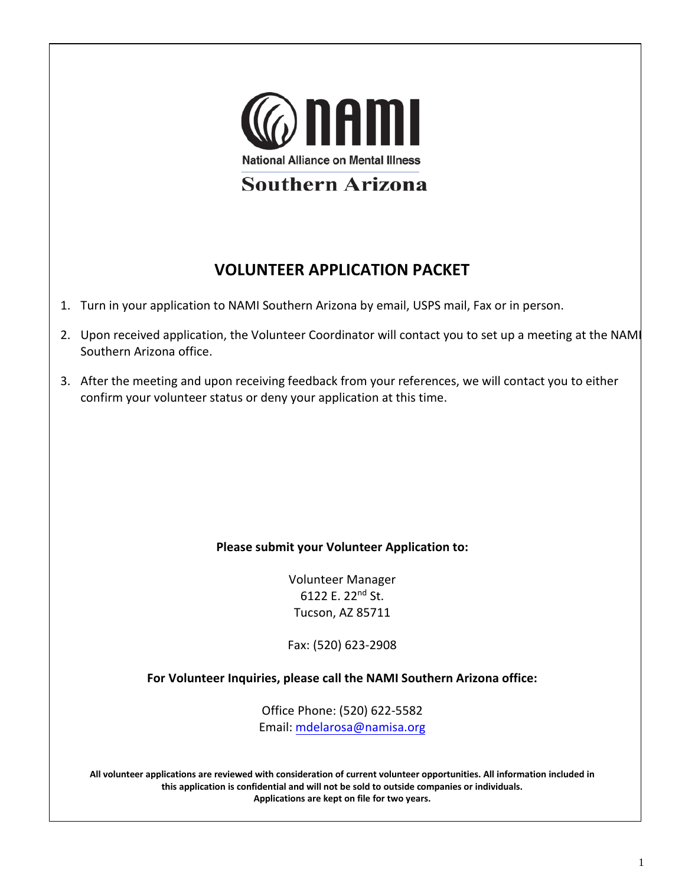NAMI

National Alliance on Mental Illness

Southern Arizona

# VOLUNTEER APPLICATION PACKET

1. Turn in your application to NAMI Southern Arizona by email, USPS mail, Fax or in person.
2. Upon received application, the Volunteer Coordinator will contact you to set up a meeting at the NAMI Southern Arizona office.
3. After the meeting and upon receiving feedback from your references, we will contact you to either confirm your volunteer status or deny your application at this time.

**Please submit your Volunteer Application to:**

Volunteer Manager
6122 E. 22nd St.
Tucson, AZ 85711

Fax: (520) 623-2908

**For Volunteer Inquiries, please call the NAMI Southern Arizona office:**

Office Phone: (520) 622-5582
Email: mdelarosa@namisa.org

**All volunteer applications are reviewed with consideration of current volunteer opportunities. All information included in this application is confidential and will not be sold to outside companies or individuals. Applications are kept on file for two years.**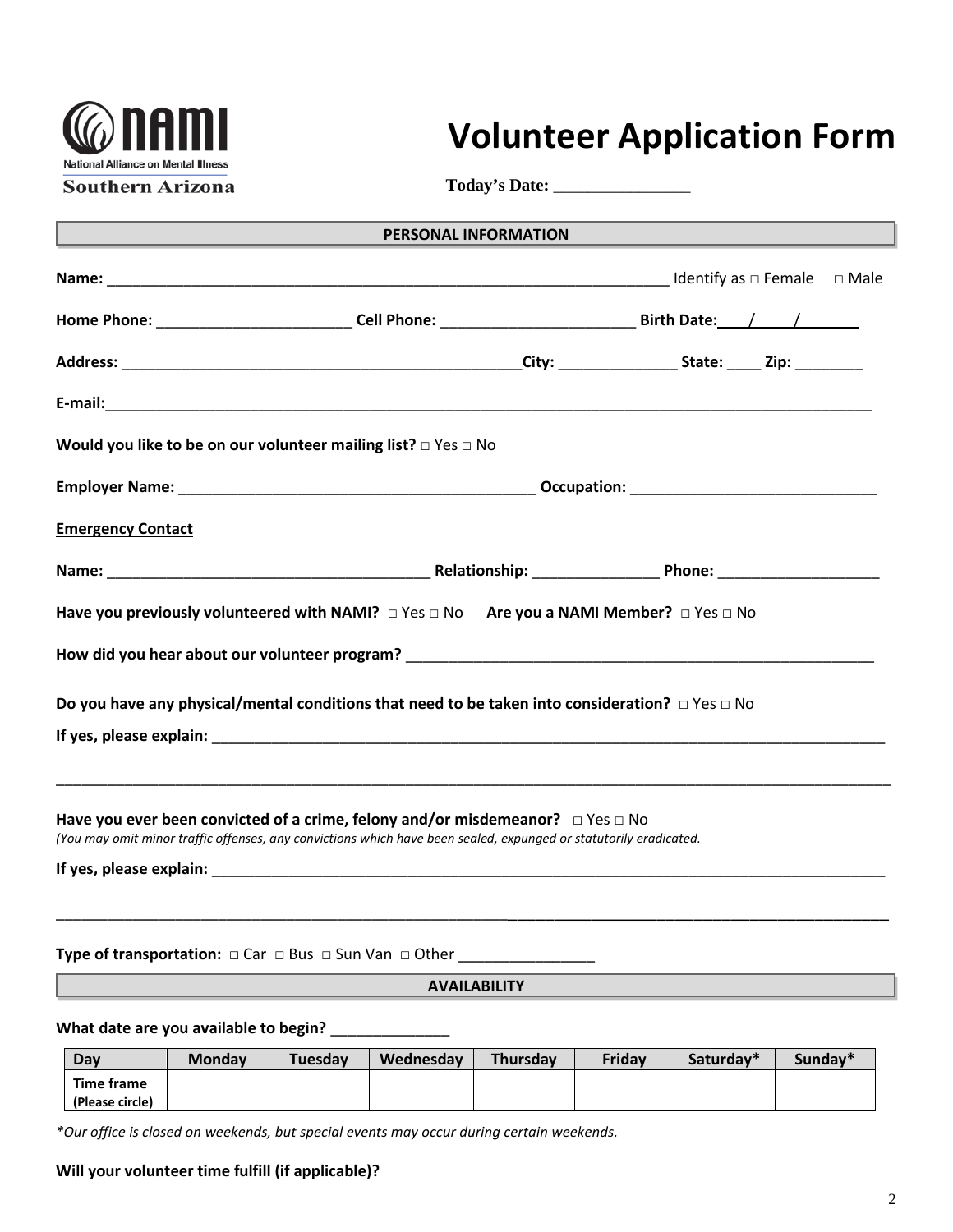NAMI National Alliance on Mental Illness
Southern Arizona

# Volunteer Application Form

**Today's Date:** ________________

## PERSONAL INFORMATION

**Name:** ____________________________________________________________ Identify as □ Female □ Male

**Home Phone:** _______________________ **Cell Phone:** _______________________ **Birth Date:** ____/____/________

**Address:** _________________________________________________ **City:** ______________ **State:** ____ **Zip:** ________

**E-mail:** ______________________________________________________________________________________

**Would you like to be on our volunteer mailing list?** □ Yes □ No

**Employer Name:** ___________________________________________ **Occupation:** _____________________________

**Emergency Contact**

**Name:** _______________________________________ **Relationship:** _______________ **Phone:** ___________________

**Have you previously volunteered with NAMI?** □ Yes □ No **Are you a NAMI Member?** □ Yes □ No

**How did you hear about our volunteer program?** ________________________________________________________

**Do you have any physical/mental conditions that need to be taken into consideration?** □ Yes □ No

**If yes, please explain:** _____________________________________________________________________________

______________________________________________________________________________________________

**Have you ever been convicted of a crime, felony and/or misdemeanor?** □ Yes □ No
*(You may omit minor traffic offenses, any convictions which have been sealed, expunged or statutorily eradicated.*

**If yes, please explain:** _____________________________________________________________________________

______________________________________________________________________________________________

**Type of transportation:** □ Car □ Bus □ Sun Van □ Other ________________

## AVAILABILITY

**What date are you available to begin?** ______________

| Day | Monday | Tuesday | Wednesday | Thursday | Friday | Saturday* | Sunday* |
|---|---|---|---|---|---|---|---|
| Time frame (Please circle) | | | | | | | |

*\*Our office is closed on weekends, but special events may occur during certain weekends.*

**Will your volunteer time fulfill (if applicable)?**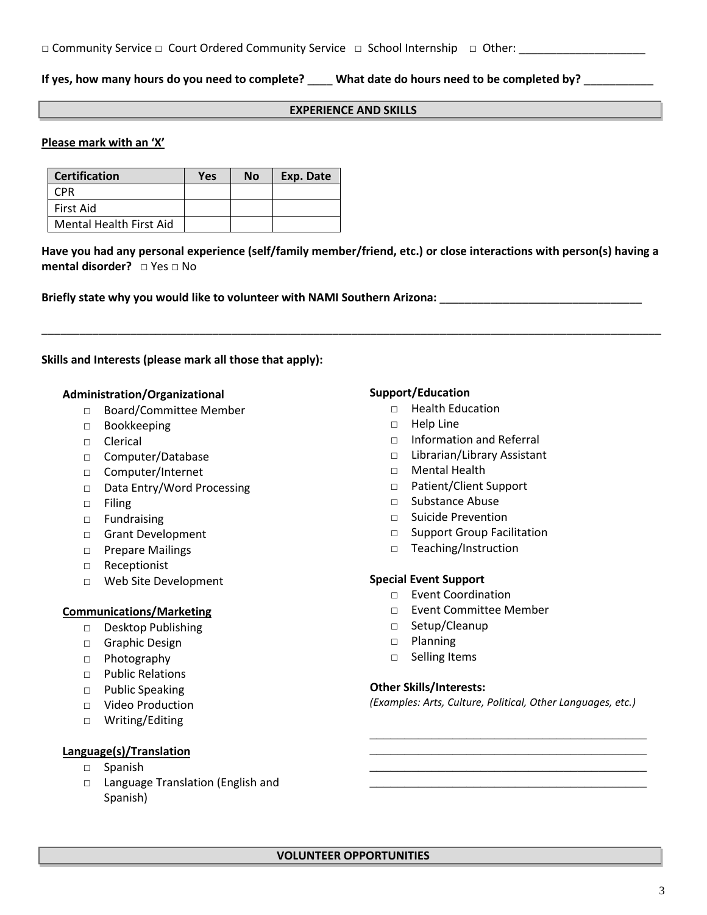□ Community Service □ Court Ordered Community Service □ School Internship □ Other: ____________________

**If yes, how many hours do you need to complete? ____ What date do hours need to be completed by? ___________**

## EXPERIENCE AND SKILLS

**Please mark with an 'X'**

| Certification | Yes | No | Exp. Date |
|---|---|---|---|
| CPR | | | |
| First Aid | | | |
| Mental Health First Aid | | | |

**Have you had any personal experience (self/family member/friend, etc.) or close interactions with person(s) having a mental disorder?** □ Yes □ No

**Briefly state why you would like to volunteer with NAMI Southern Arizona:** _________________________________

_____________________________________________________________________________________________________

**Skills and Interests (please mark all those that apply):**

**Administration/Organizational**
- □ Board/Committee Member
- □ Bookkeeping
- □ Clerical
- □ Computer/Database
- □ Computer/Internet
- □ Data Entry/Word Processing
- □ Filing
- □ Fundraising
- □ Grant Development
- □ Prepare Mailings
- □ Receptionist
- □ Web Site Development

**Communications/Marketing**
- □ Desktop Publishing
- □ Graphic Design
- □ Photography
- □ Public Relations
- □ Public Speaking
- □ Video Production
- □ Writing/Editing

**Language(s)/Translation**
- □ Spanish
- □ Language Translation (English and Spanish)

**Support/Education**
- □ Health Education
- □ Help Line
- □ Information and Referral
- □ Librarian/Library Assistant
- □ Mental Health
- □ Patient/Client Support
- □ Substance Abuse
- □ Suicide Prevention
- □ Support Group Facilitation
- □ Teaching/Instruction

**Special Event Support**
- □ Event Coordination
- □ Event Committee Member
- □ Setup/Cleanup
- □ Planning
- □ Selling Items

**Other Skills/Interests:**
*(Examples: Arts, Culture, Political, Other Languages, etc.)*

_____________________________________________
_____________________________________________
_____________________________________________
_____________________________________________

## VOLUNTEER OPPORTUNITIES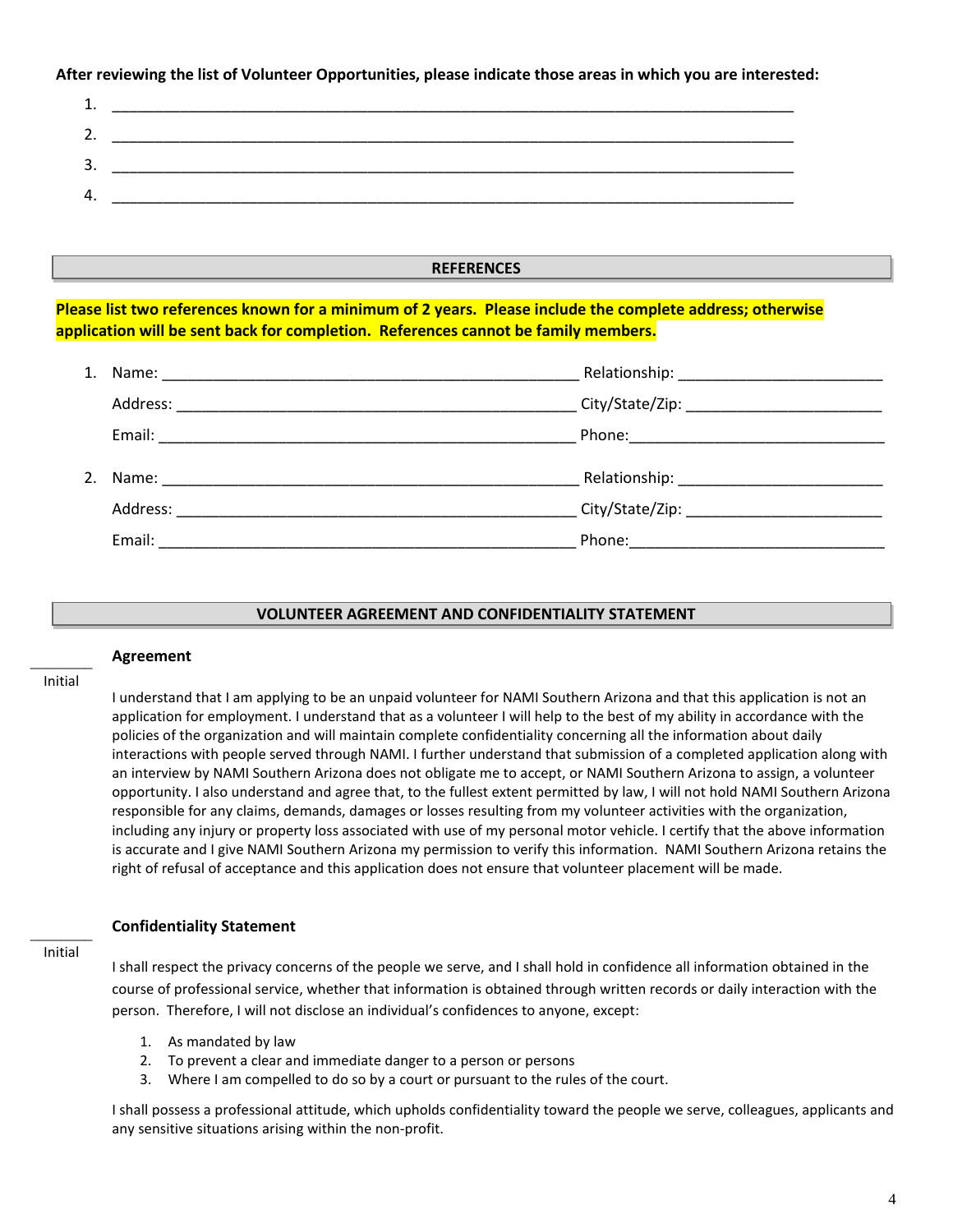**After reviewing the list of Volunteer Opportunities, please indicate those areas in which you are interested:**

1. ____________________________________________________________________________
2. ____________________________________________________________________________
3. ____________________________________________________________________________
4. ____________________________________________________________________________

## REFERENCES

**Please list two references known for a minimum of 2 years. Please include the complete address; otherwise application will be sent back for completion. References cannot be family members.**

1. Name: ______________________________________________ Relationship: ______________________

   Address: ____________________________________________ City/State/Zip: _____________________

   Email: ______________________________________________ Phone:___________________________

2. Name: ______________________________________________ Relationship: ______________________

   Address: ____________________________________________ City/State/Zip: _____________________

   Email: ______________________________________________ Phone:___________________________

## VOLUNTEER AGREEMENT AND CONFIDENTIALITY STATEMENT

________
Initial

**Agreement**

I understand that I am applying to be an unpaid volunteer for NAMI Southern Arizona and that this application is not an application for employment. I understand that as a volunteer I will help to the best of my ability in accordance with the policies of the organization and will maintain complete confidentiality concerning all the information about daily interactions with people served through NAMI. I further understand that submission of a completed application along with an interview by NAMI Southern Arizona does not obligate me to accept, or NAMI Southern Arizona to assign, a volunteer opportunity. I also understand and agree that, to the fullest extent permitted by law, I will not hold NAMI Southern Arizona responsible for any claims, demands, damages or losses resulting from my volunteer activities with the organization, including any injury or property loss associated with use of my personal motor vehicle. I certify that the above information is accurate and I give NAMI Southern Arizona my permission to verify this information. NAMI Southern Arizona retains the right of refusal of acceptance and this application does not ensure that volunteer placement will be made.

________
Initial

**Confidentiality Statement**

I shall respect the privacy concerns of the people we serve, and I shall hold in confidence all information obtained in the course of professional service, whether that information is obtained through written records or daily interaction with the person. Therefore, I will not disclose an individual's confidences to anyone, except:

1. As mandated by law
2. To prevent a clear and immediate danger to a person or persons
3. Where I am compelled to do so by a court or pursuant to the rules of the court.

I shall possess a professional attitude, which upholds confidentiality toward the people we serve, colleagues, applicants and any sensitive situations arising within the non-profit.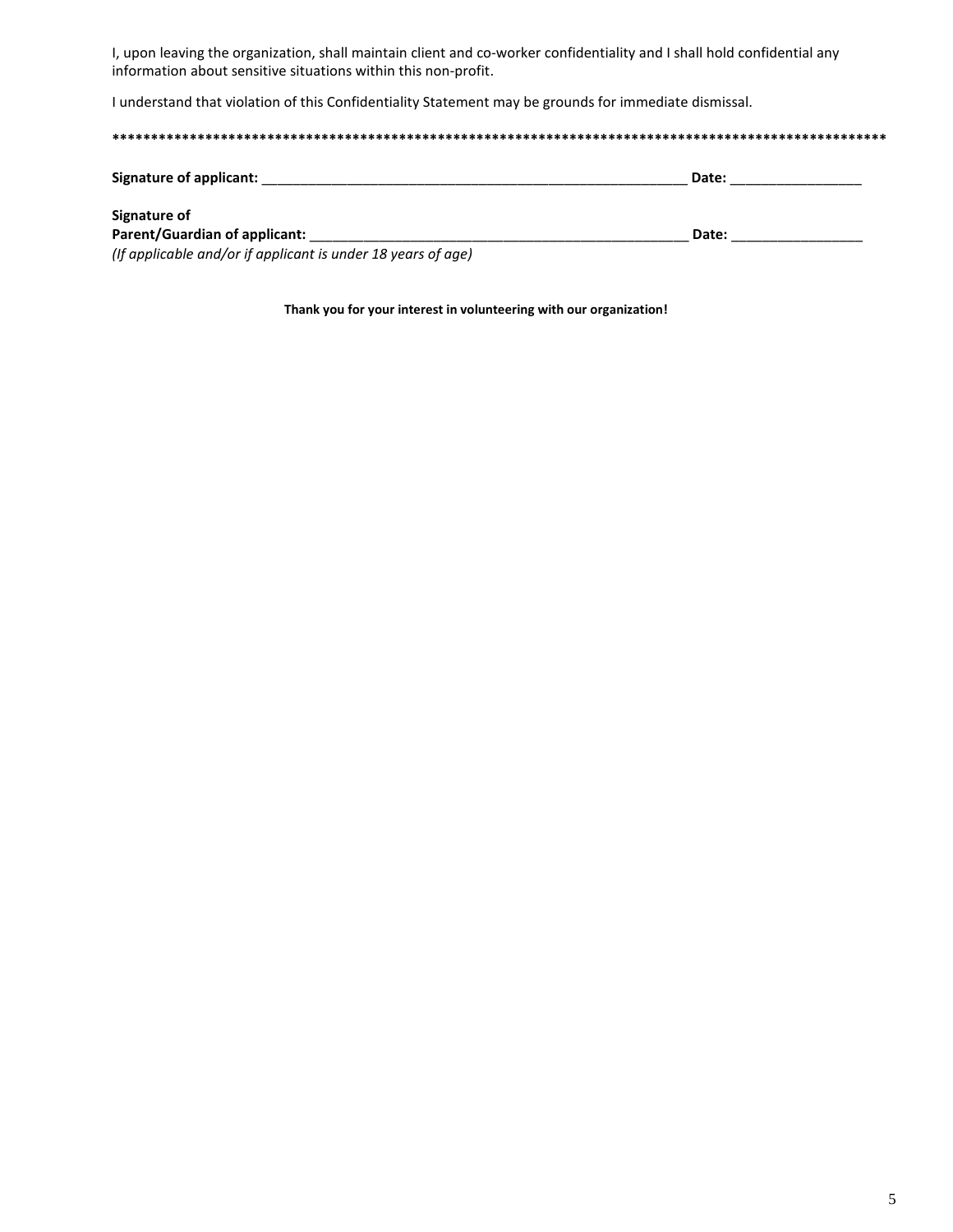I, upon leaving the organization, shall maintain client and co-worker confidentiality and I shall hold confidential any information about sensitive situations within this non-profit.

I understand that violation of this Confidentiality Statement may be grounds for immediate dismissal.

**\*\*\*\*\*\*\*\*\*\*\*\*\*\*\*\*\*\*\*\*\*\*\*\*\*\*\*\*\*\*\*\*\*\*\*\*\*\*\*\*\*\*\*\*\*\*\*\*\*\*\*\*\*\*\*\*\*\*\*\*\*\*\*\*\*\*\*\*\*\*\*\*\*\*\*\*\*\*\*\*\*\*\*\*\*\*\*\*\*\*\*\*\*\*\*\*\*\*\*\*\*\***

**Signature of applicant:** ________________________________________________________ **Date:** _________________

**Signature of**
**Parent/Guardian of applicant:** ____________________________________________________ **Date:** _________________
*(If applicable and/or if applicant is under 18 years of age)*

**Thank you for your interest in volunteering with our organization!**